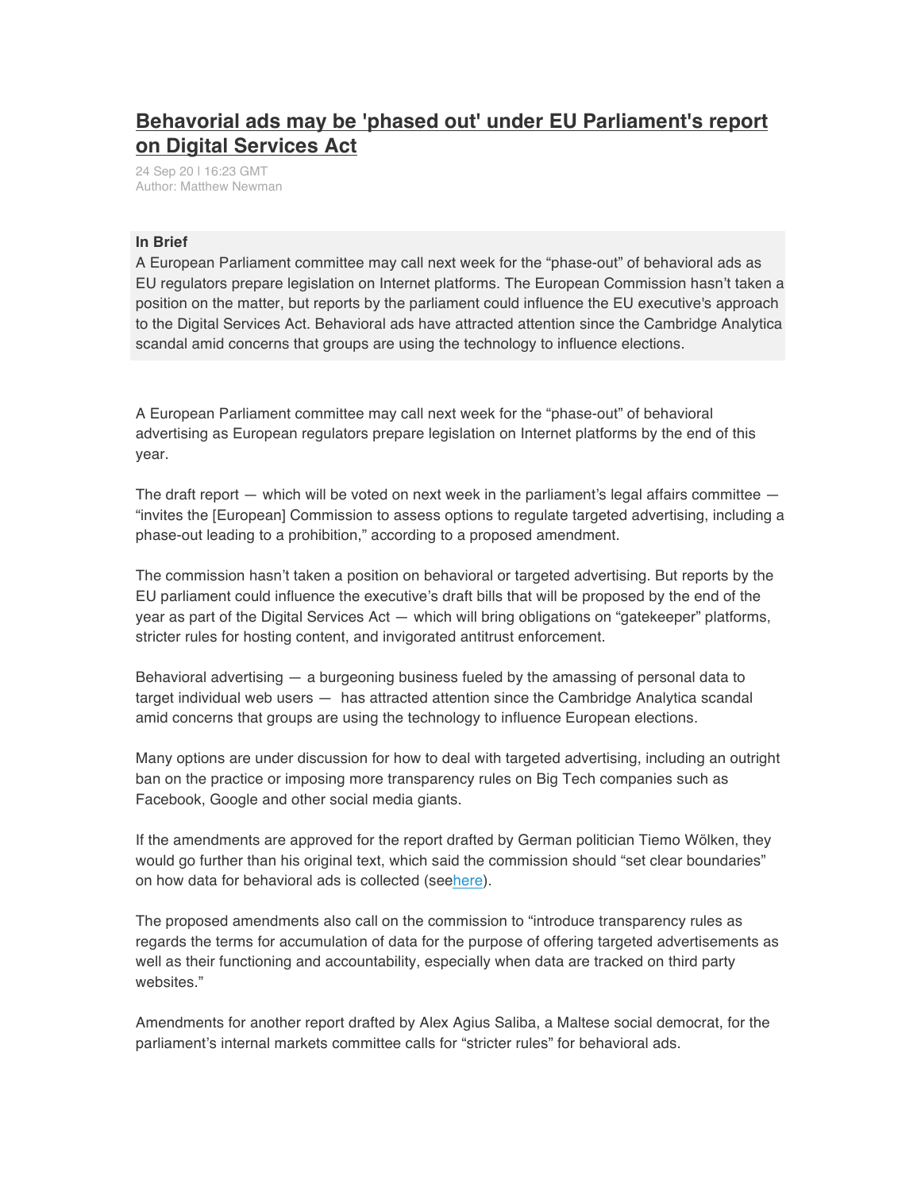# [Behavorial ads may be 'phased out' under EU Parliament's report on Digital Services Act]

24 Sep 20 | 16:23 GMT
Author: Matthew Newman

**In Brief**

A European Parliament committee may call next week for the "phase-out" of behavioral ads as EU regulators prepare legislation on Internet platforms. The European Commission hasn't taken a position on the matter, but reports by the parliament could influence the EU executive's approach to the Digital Services Act. Behavioral ads have attracted attention since the Cambridge Analytica scandal amid concerns that groups are using the technology to influence elections.

A European Parliament committee may call next week for the "phase-out" of behavioral advertising as European regulators prepare legislation on Internet platforms by the end of this year.

The draft report — which will be voted on next week in the parliament's legal affairs committee — "invites the [European] Commission to assess options to regulate targeted advertising, including a phase-out leading to a prohibition," according to a proposed amendment.

The commission hasn't taken a position on behavioral or targeted advertising. But reports by the EU parliament could influence the executive's draft bills that will be proposed by the end of the year as part of the Digital Services Act — which will bring obligations on "gatekeeper" platforms, stricter rules for hosting content, and invigorated antitrust enforcement.

Behavioral advertising — a burgeoning business fueled by the amassing of personal data to target individual web users — has attracted attention since the Cambridge Analytica scandal amid concerns that groups are using the technology to influence European elections.

Many options are under discussion for how to deal with targeted advertising, including an outright ban on the practice or imposing more transparency rules on Big Tech companies such as Facebook, Google and other social media giants.

If the amendments are approved for the report drafted by German politician Tiemo Wölken, they would go further than his original text, which said the commission should "set clear boundaries" on how data for behavioral ads is collected (seehere).

The proposed amendments also call on the commission to "introduce transparency rules as regards the terms for accumulation of data for the purpose of offering targeted advertisements as well as their functioning and accountability, especially when data are tracked on third party websites."

Amendments for another report drafted by Alex Agius Saliba, a Maltese social democrat, for the parliament's internal markets committee calls for "stricter rules" for behavioral ads.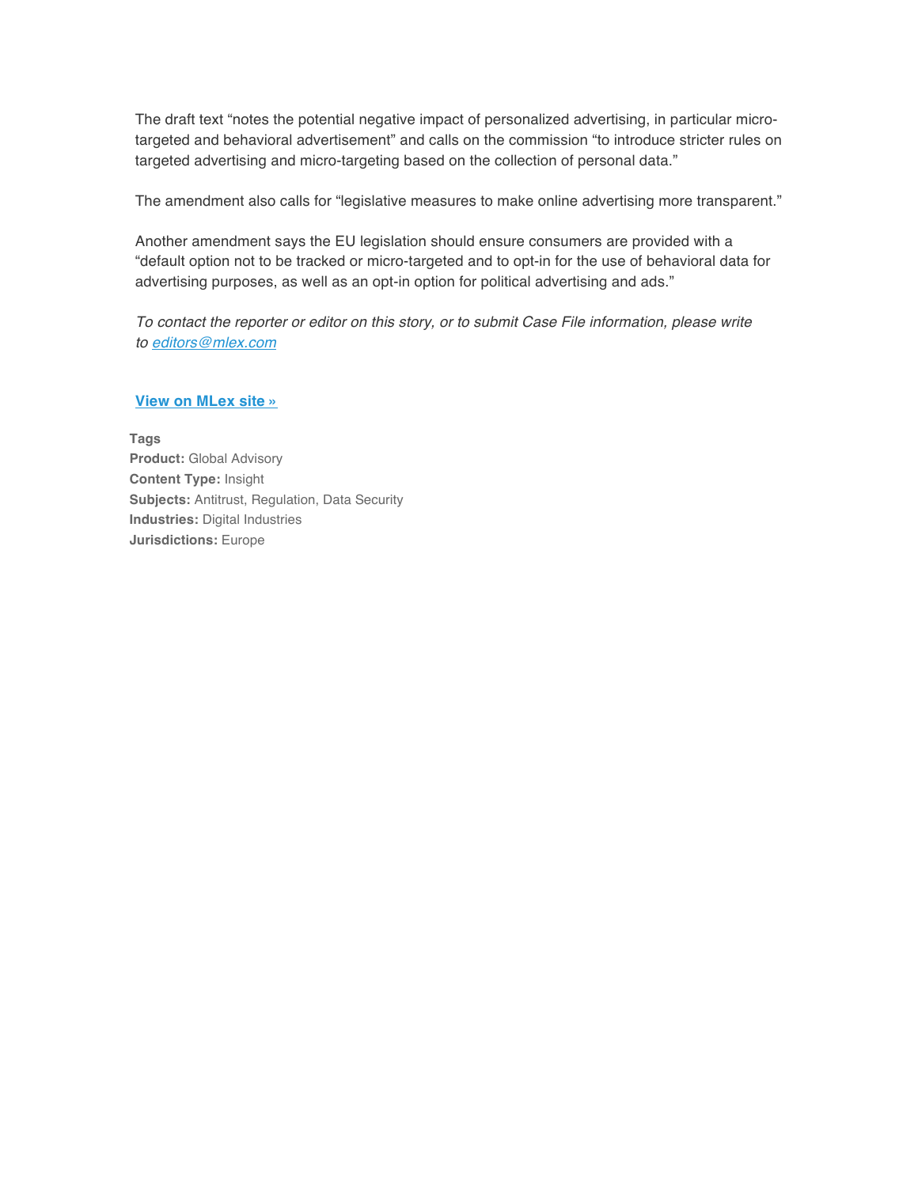The draft text "notes the potential negative impact of personalized advertising, in particular micro-targeted and behavioral advertisement" and calls on the commission "to introduce stricter rules on targeted advertising and micro-targeting based on the collection of personal data."

The amendment also calls for "legislative measures to make online advertising more transparent."

Another amendment says the EU legislation should ensure consumers are provided with a "default option not to be tracked or micro-targeted and to opt-in for the use of behavioral data for advertising purposes, as well as an opt-in option for political advertising and ads."

*To contact the reporter or editor on this story, or to submit Case File information, please write to editors@mlex.com*

**View on MLex site »**

**Tags**
**Product:** Global Advisory
**Content Type:** Insight
**Subjects:** Antitrust, Regulation, Data Security
**Industries:** Digital Industries
**Jurisdictions:** Europe